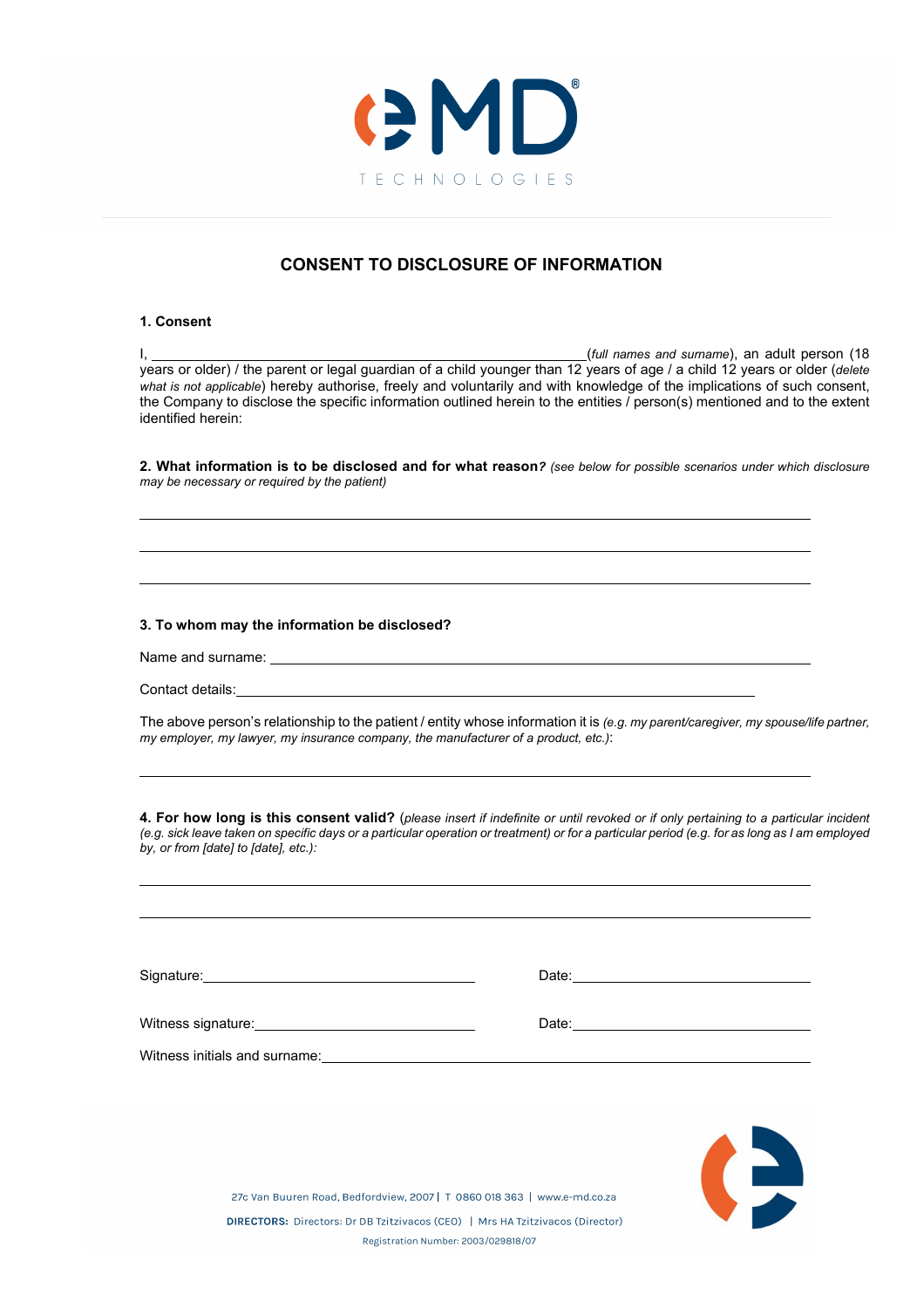eMD®
TECHNOLOGIES

# CONSENT TO DISCLOSURE OF INFORMATION

**1. Consent**

I, ______________________________________________________(*full names and surname*), an adult person (18 years or older) / the parent or legal guardian of a child younger than 12 years of age / a child 12 years or older (*delete what is not applicable*) hereby authorise, freely and voluntarily and with knowledge of the implications of such consent, the Company to disclose the specific information outlined herein to the entities / person(s) mentioned and to the extent identified herein:

**2. What information is to be disclosed and for what reason*?*** *(see below for possible scenarios under which disclosure may be necessary or required by the patient)*

______________________________________________________________________

______________________________________________________________________

______________________________________________________________________

**3. To whom may the information be disclosed?**

Name and surname: ______________________________________________________

Contact details:______________________________________________________

The above person's relationship to the patient / entity whose information it is *(e.g. my parent/caregiver, my spouse/life partner, my employer, my lawyer, my insurance company, the manufacturer of a product, etc.)*:

______________________________________________________________________

**4. For how long is this consent valid?** (*please insert if indefinite or until revoked or if only pertaining to a particular incident (e.g. sick leave taken on specific days or a particular operation or treatment) or for a particular period (e.g. for as long as I am employed by, or from [date] to [date], etc.):*

______________________________________________________________________

______________________________________________________________________

Signature:________________________________ Date:________________________

Witness signature:__________________________ Date:________________________

Witness initials and surname:______________________________________________

27c Van Buuren Road, Bedfordview, 2007 | T 0860 018 363 | www.e-md.co.za

**DIRECTORS:** Directors: Dr DB Tzitzivacos (CEO) | Mrs HA Tzitzivacos (Director)

Registration Number: 2003/029818/07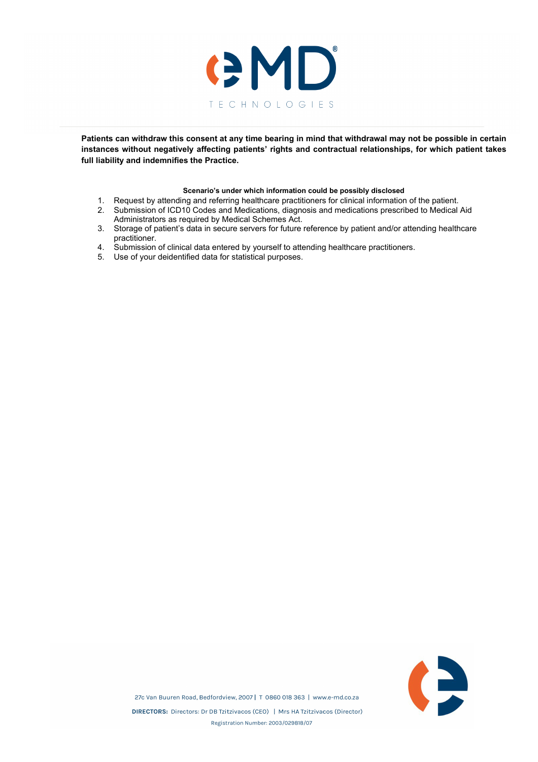**Patients can withdraw this consent at any time bearing in mind that withdrawal may not be possible in certain instances without negatively affecting patients' rights and contractual relationships, for which patient takes full liability and indemnifies the Practice.**

**Scenario's under which information could be possibly disclosed**

1. Request by attending and referring healthcare practitioners for clinical information of the patient.
2. Submission of ICD10 Codes and Medications, diagnosis and medications prescribed to Medical Aid Administrators as required by Medical Schemes Act.
3. Storage of patient's data in secure servers for future reference by patient and/or attending healthcare practitioner.
4. Submission of clinical data entered by yourself to attending healthcare practitioners.
5. Use of your deidentified data for statistical purposes.